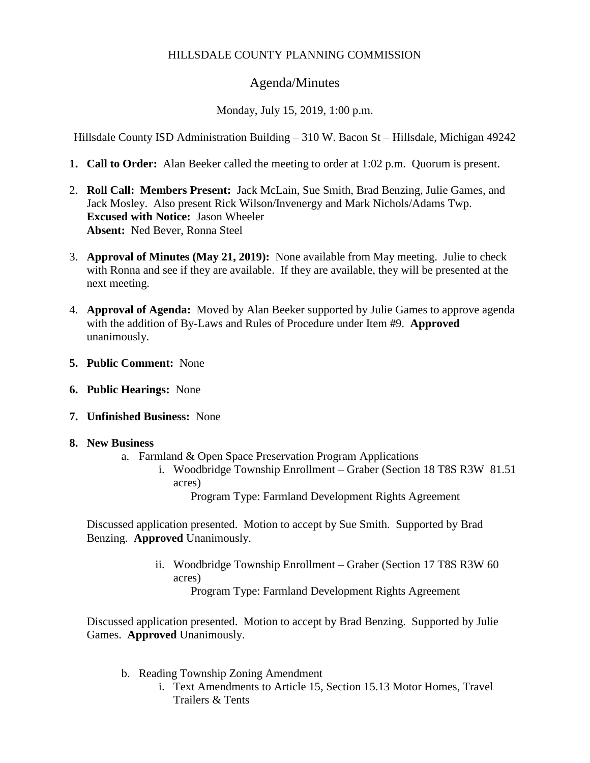HILLSDALE COUNTY PLANNING COMMISSION

Agenda/Minutes

Monday, July 15, 2019, 1:00 p.m.

Hillsdale County ISD Administration Building – 310 W. Bacon St – Hillsdale, Michigan 49242

1. **Call to Order:** Alan Beeker called the meeting to order at 1:02 p.m. Quorum is present.

2. **Roll Call: Members Present:** Jack McLain, Sue Smith, Brad Benzing, Julie Games, and Jack Mosley. Also present Rick Wilson/Invenergy and Mark Nichols/Adams Twp.
   **Excused with Notice:** Jason Wheeler
   **Absent:** Ned Bever, Ronna Steel

3. **Approval of Minutes (May 21, 2019):** None available from May meeting. Julie to check with Ronna and see if they are available. If they are available, they will be presented at the next meeting.

4. **Approval of Agenda:** Moved by Alan Beeker supported by Julie Games to approve agenda with the addition of By-Laws and Rules of Procedure under Item #9. **Approved** unanimously.

5. **Public Comment:** None

6. **Public Hearings:** None

7. **Unfinished Business:** None

8. **New Business**
   a. Farmland & Open Space Preservation Program Applications
      i. Woodbridge Township Enrollment – Graber (Section 18 T8S R3W 81.51 acres)
         Program Type: Farmland Development Rights Agreement

   Discussed application presented. Motion to accept by Sue Smith. Supported by Brad Benzing. **Approved** Unanimously.

      ii. Woodbridge Township Enrollment – Graber (Section 17 T8S R3W 60 acres)
         Program Type: Farmland Development Rights Agreement

   Discussed application presented. Motion to accept by Brad Benzing. Supported by Julie Games. **Approved** Unanimously.

   b. Reading Township Zoning Amendment
      i. Text Amendments to Article 15, Section 15.13 Motor Homes, Travel Trailers & Tents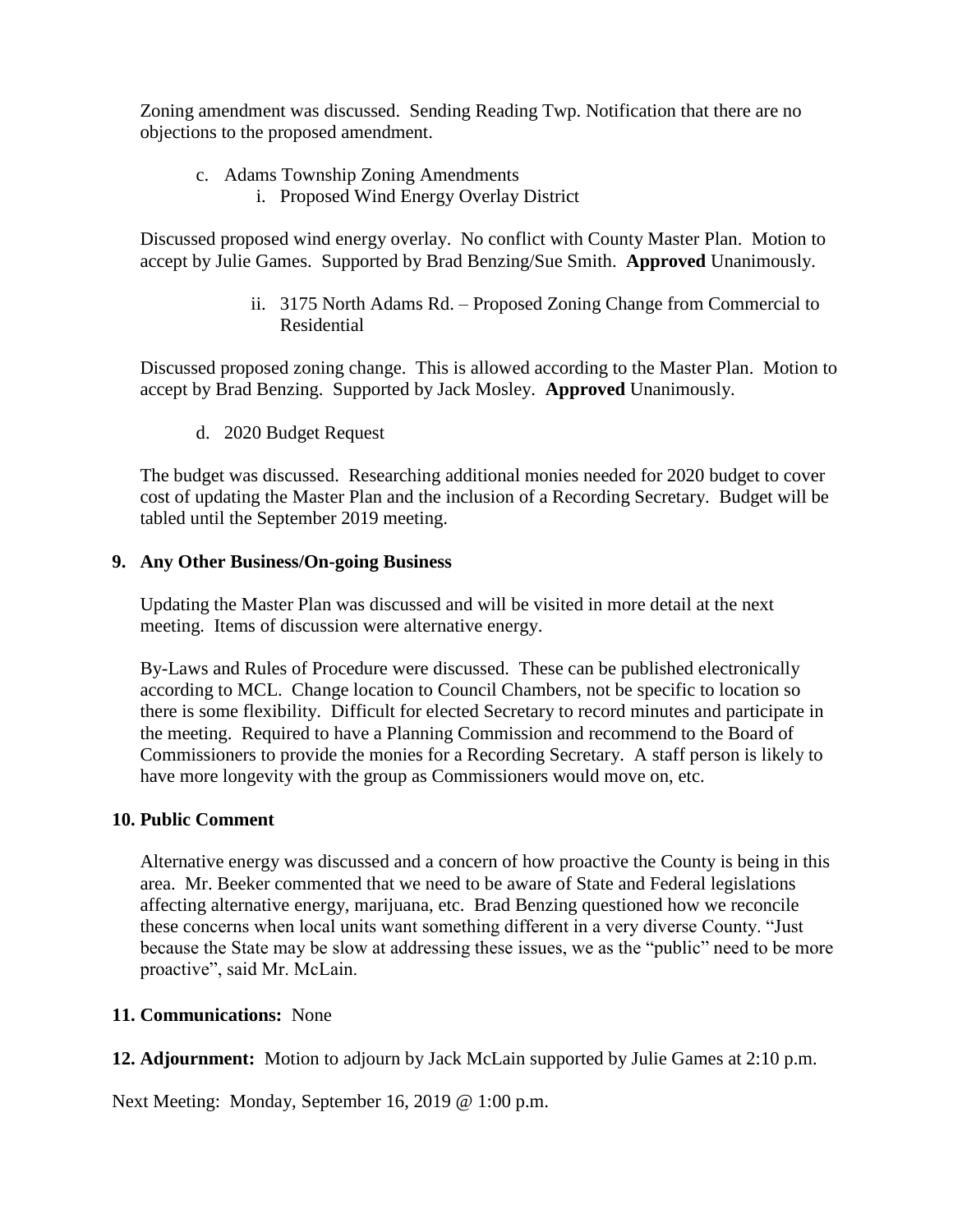Zoning amendment was discussed. Sending Reading Twp. Notification that there are no objections to the proposed amendment.

c. Adams Township Zoning Amendments
   i. Proposed Wind Energy Overlay District

Discussed proposed wind energy overlay. No conflict with County Master Plan. Motion to accept by Julie Games. Supported by Brad Benzing/Sue Smith. **Approved** Unanimously.

   ii. 3175 North Adams Rd. – Proposed Zoning Change from Commercial to Residential

Discussed proposed zoning change. This is allowed according to the Master Plan. Motion to accept by Brad Benzing. Supported by Jack Mosley. **Approved** Unanimously.

d. 2020 Budget Request

The budget was discussed. Researching additional monies needed for 2020 budget to cover cost of updating the Master Plan and the inclusion of a Recording Secretary. Budget will be tabled until the September 2019 meeting.

**9. Any Other Business/On-going Business**

Updating the Master Plan was discussed and will be visited in more detail at the next meeting. Items of discussion were alternative energy.

By-Laws and Rules of Procedure were discussed. These can be published electronically according to MCL. Change location to Council Chambers, not be specific to location so there is some flexibility. Difficult for elected Secretary to record minutes and participate in the meeting. Required to have a Planning Commission and recommend to the Board of Commissioners to provide the monies for a Recording Secretary. A staff person is likely to have more longevity with the group as Commissioners would move on, etc.

**10. Public Comment**

Alternative energy was discussed and a concern of how proactive the County is being in this area. Mr. Beeker commented that we need to be aware of State and Federal legislations affecting alternative energy, marijuana, etc. Brad Benzing questioned how we reconcile these concerns when local units want something different in a very diverse County. "Just because the State may be slow at addressing these issues, we as the "public" need to be more proactive", said Mr. McLain.

**11. Communications:** None

**12. Adjournment:** Motion to adjourn by Jack McLain supported by Julie Games at 2:10 p.m.

Next Meeting: Monday, September 16, 2019 @ 1:00 p.m.